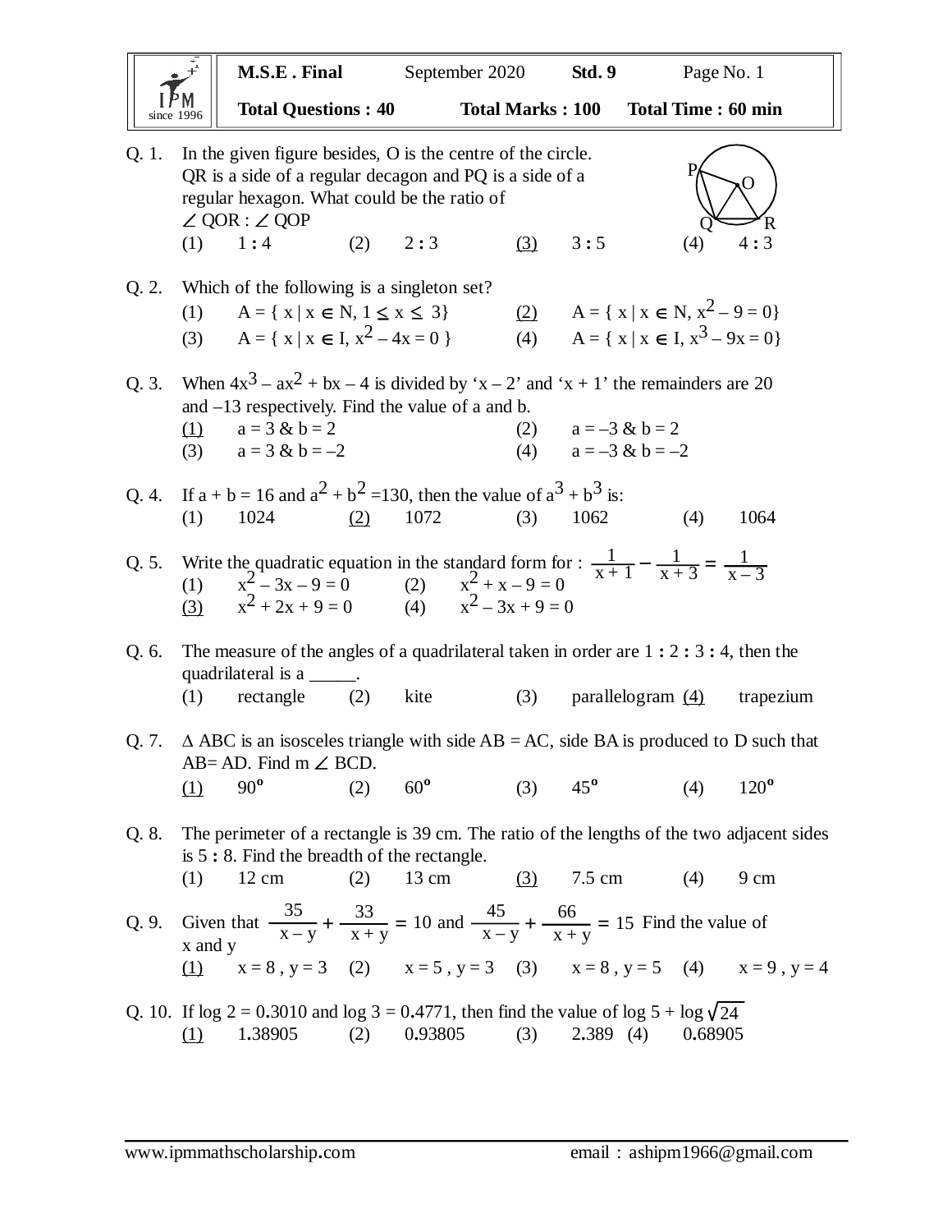| | **M.S.E . Final** | September 2020 | **Std. 9** | Page No. 1 |
|---|---|---|---|---|
| IPM since 1996 | **Total Questions : 40** | **Total Marks : 100** | **Total Time : 60 min** | |

Q. 1. In the given figure besides, O is the centre of the circle. QR is a side of a regular decagon and PQ is a side of a regular hexagon. What could be the ratio of $\angle$ QOR : $\angle$ QOP

(1) 1 : 4 (2) 2 : 3 (3) 3 : 5 (4) 4 : 3

Q. 2. Which of the following is a singleton set?

(1) A = { x | x $\in$ N, 1 $\leq$ x $\leq$ 3} (2) A = { x | x $\in$ N, $x^2 - 9 = 0$}

(3) A = { x | x $\in$ I, $x^2 - 4x = 0$ } (4) A = { x | x $\in$ I, $x^3 - 9x = 0$}

Q. 3. When $4x^3 - ax^2 + bx - 4$ is divided by 'x – 2' and 'x + 1' the remainders are 20 and –13 respectively. Find the value of a and b.

(1) a = 3 & b = 2 (2) a = –3 & b = 2

(3) a = 3 & b = –2 (4) a = –3 & b = –2

Q. 4. If a + b = 16 and $a^2 + b^2$ =130, then the value of $a^3 + b^3$ is:

(1) 1024 (2) 1072 (3) 1062 (4) 1064

Q. 5. Write the quadratic equation in the standard form for : $\frac{1}{x+1} - \frac{1}{x+3} = \frac{1}{x-3}$

(1) $x^2 - 3x - 9 = 0$ (2) $x^2 + x - 9 = 0$

(3) $x^2 + 2x + 9 = 0$ (4) $x^2 - 3x + 9 = 0$

Q. 6. The measure of the angles of a quadrilateral taken in order are 1 : 2 : 3 : 4, then the quadrilateral is a _____.

(1) rectangle (2) kite (3) parallelogram (4) trapezium

Q. 7. $\Delta$ ABC is an isosceles triangle with side AB = AC, side BA is produced to D such that AB= AD. Find m $\angle$ BCD.

(1) $90^\circ$ (2) $60^\circ$ (3) $45^\circ$ (4) $120^\circ$

Q. 8. The perimeter of a rectangle is 39 cm. The ratio of the lengths of the two adjacent sides is 5 : 8. Find the breadth of the rectangle.

(1) 12 cm (2) 13 cm (3) 7.5 cm (4) 9 cm

Q. 9. Given that $\frac{35}{x-y} + \frac{33}{x+y} = 10$ and $\frac{45}{x-y} + \frac{66}{x+y} = 15$ Find the value of x and y

(1) x = 8 , y = 3 (2) x = 5 , y = 3 (3) x = 8 , y = 5 (4) x = 9 , y = 4

Q. 10. If log 2 = 0.3010 and log 3 = 0.4771, then find the value of log 5 + log $\sqrt{24}$

(1) 1.38905 (2) 0.93805 (3) 2.389 (4) 0.68905

www.ipmmathscholarship.com email : ashipm1966@gmail.com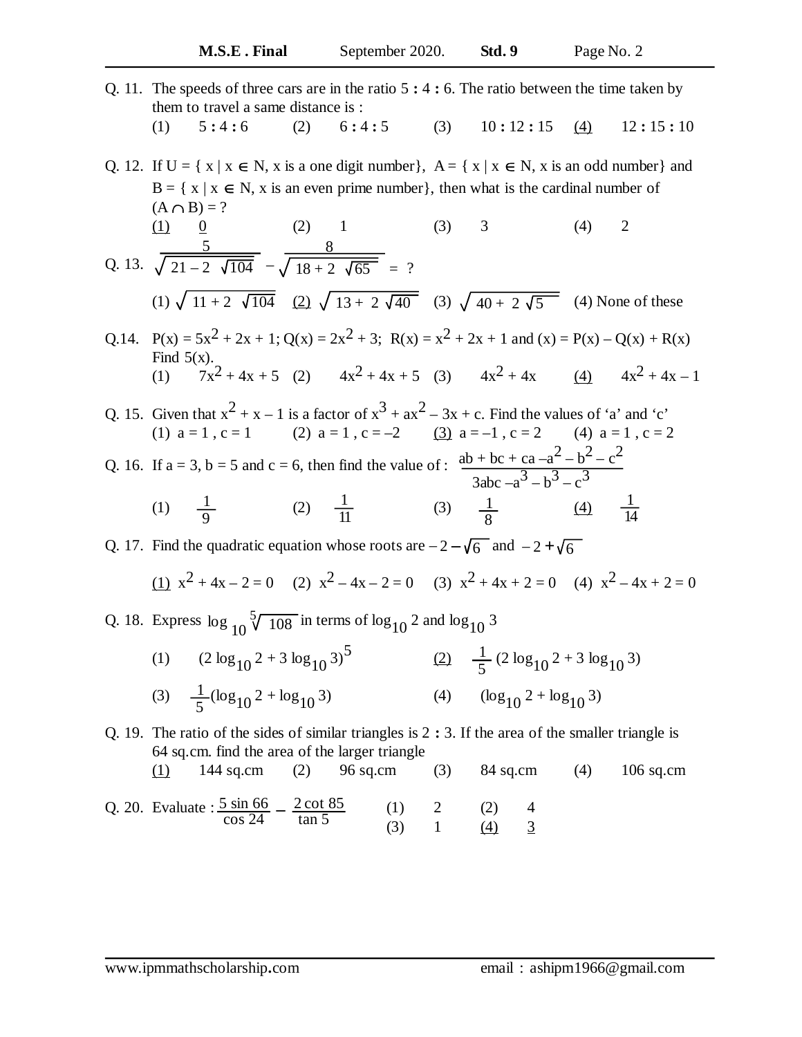Q. 11. The speeds of three cars are in the ratio 5 : 4 : 6. The ratio between the time taken by them to travel a same distance is :

(1) 5 : 4 : 6 (2) 6 : 4 : 5 (3) 10 : 12 : 15 <u>(4)</u> 12 : 15 : 10

Q. 12. If U = { x | x $\in$ N, x is a one digit number}, A = { x | x $\in$ N, x is an odd number} and B = { x | x $\in$ N, x is an even prime number}, then what is the cardinal number of $(A \cap B)$ = ?

<u>(1)</u> <u>0</u> (2) 1 (3) 3 (4) 2

Q. 13. $\dfrac{5}{\sqrt{21-2\sqrt{104}}} - \dfrac{8}{\sqrt{18+2\sqrt{65}}}$ = ?

(1) $\sqrt{11+2\sqrt{104}}$ <u>(2)</u> $\sqrt{13+2\sqrt{40}}$ (3) $\sqrt{40+2\sqrt{5}}$ (4) None of these

Q.14. $P(x) = 5x^2 + 2x + 1$; $Q(x) = 2x^2 + 3$; $R(x) = x^2 + 2x + 1$ and $(x) = P(x) - Q(x) + R(x)$ Find 5(x).

(1) $7x^2 + 4x + 5$ (2) $4x^2 + 4x + 5$ (3) $4x^2 + 4x$ <u>(4)</u> $4x^2 + 4x - 1$

Q. 15. Given that $x^2 + x - 1$ is a factor of $x^3 + ax^2 - 3x + c$. Find the values of 'a' and 'c'

(1) a = 1 , c = 1 (2) a = 1 , c = –2 <u>(3)</u> a = –1 , c = 2 (4) a = 1 , c = 2

Q. 16. If a = 3, b = 5 and c = 6, then find the value of : $\dfrac{ab + bc + ca - a^2 - b^2 - c^2}{3abc - a^3 - b^3 - c^3}$

(1) $\dfrac{1}{9}$ (2) $\dfrac{1}{11}$ (3) $\dfrac{1}{8}$ <u>(4)</u> $\dfrac{1}{14}$

Q. 17. Find the quadratic equation whose roots are $-2-\sqrt{6}$ and $-2+\sqrt{6}$

<u>(1)</u> $x^2 + 4x - 2 = 0$ (2) $x^2 - 4x - 2 = 0$ (3) $x^2 + 4x + 2 = 0$ (4) $x^2 - 4x + 2 = 0$

Q. 18. Express $\log_{10} \sqrt[5]{108}$ in terms of $\log_{10} 2$ and $\log_{10} 3$

(1) $(2 \log_{10} 2 + 3 \log_{10} 3)^5$ <u>(2)</u> $\dfrac{1}{5}(2 \log_{10} 2 + 3 \log_{10} 3)$

(3) $\dfrac{1}{5}(\log_{10} 2 + \log_{10} 3)$ (4) $(\log_{10} 2 + \log_{10} 3)$

Q. 19. The ratio of the sides of similar triangles is 2 : 3. If the area of the smaller triangle is 64 sq.cm. find the area of the larger triangle

<u>(1)</u> 144 sq.cm (2) 96 sq.cm (3) 84 sq.cm (4) 106 sq.cm

Q. 20. Evaluate : $\dfrac{5 \sin 66}{\cos 24} - \dfrac{2 \cot 85}{\tan 5}$

(1) 2 (2) 4
(3) 1 <u>(4)</u> <u>3</u>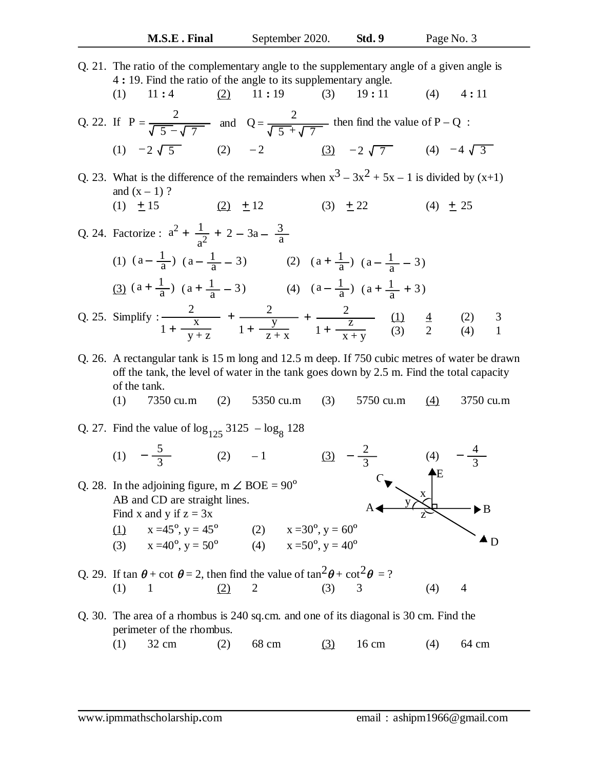Q. 21. The ratio of the complementary angle to the supplementary angle of a given angle is 4 : 19. Find the ratio of the angle to its supplementary angle.

(1) 11 : 4 (2) 11 : 19 (3) 19 : 11 (4) 4 : 11

Q. 22. If $P = \dfrac{2}{\sqrt{5} - \sqrt{7}}$ and $Q = \dfrac{2}{\sqrt{5} + \sqrt{7}}$ then find the value of P – Q :

(1) $-2\sqrt{5}$ (2) $-2$ (3) $-2\sqrt{7}$ (4) $-4\sqrt{3}$

Q. 23. What is the difference of the remainders when $x^3 - 3x^2 + 5x - 1$ is divided by (x+1) and (x – 1) ?

(1) $\pm 15$ (2) $\pm 12$ (3) $\pm 22$ (4) $\pm 25$

Q. 24. Factorize : $a^2 + \dfrac{1}{a^2} + 2 - 3a - \dfrac{3}{a}$

(1) $\left(a - \dfrac{1}{a}\right)\left(a - \dfrac{1}{a} - 3\right)$ (2) $\left(a + \dfrac{1}{a}\right)\left(a - \dfrac{1}{a} - 3\right)$

(3) $\left(a + \dfrac{1}{a}\right)\left(a + \dfrac{1}{a} - 3\right)$ (4) $\left(a - \dfrac{1}{a}\right)\left(a + \dfrac{1}{a} + 3\right)$

Q. 25. Simplify : $\dfrac{2}{1 + \dfrac{x}{y+z}} + \dfrac{2}{1 + \dfrac{y}{z+x}} + \dfrac{2}{1 + \dfrac{z}{x+y}}$

(1) 4 (2) 3 (3) 2 (4) 1

Q. 26. A rectangular tank is 15 m long and 12.5 m deep. If 750 cubic metres of water be drawn off the tank, the level of water in the tank goes down by 2.5 m. Find the total capacity of the tank.

(1) 7350 cu.m (2) 5350 cu.m (3) 5750 cu.m (4) 3750 cu.m

Q. 27. Find the value of $\log_{125} 3125 - \log_8 128$

(1) $-\dfrac{5}{3}$ (2) $-1$ (3) $-\dfrac{2}{3}$ (4) $-\dfrac{4}{3}$

Q. 28. In the adjoining figure, m $\angle$ BOE = $90^\circ$

AB and CD are straight lines.

Find x and y if z = 3x

(1) $x = 45^\circ, y = 45^\circ$ (2) $x = 30^\circ, y = 60^\circ$

(3) $x = 40^\circ, y = 50^\circ$ (4) $x = 50^\circ, y = 40^\circ$

Q. 29. If $\tan\theta + \cot\theta = 2$, then find the value of $\tan^2\theta + \cot^2\theta$ = ?

(1) 1 (2) 2 (3) 3 (4) 4

Q. 30. The area of a rhombus is 240 sq.cm. and one of its diagonal is 30 cm. Find the perimeter of the rhombus.

(1) 32 cm (2) 68 cm (3) 16 cm (4) 64 cm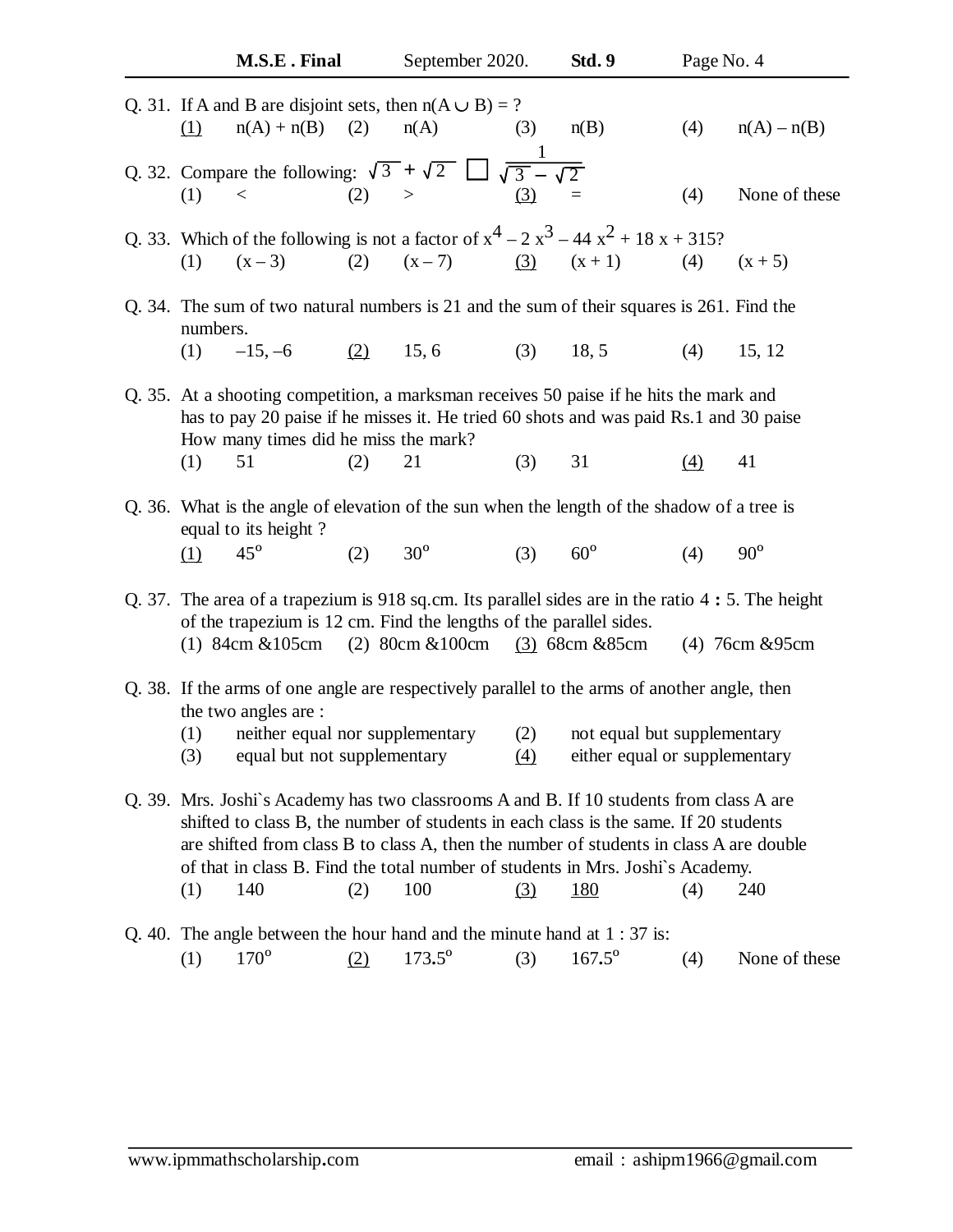Q. 31. If A and B are disjoint sets, then $n(A \cup B) = ?$

(1) $n(A) + n(B)$ (2) $n(A)$ (3) $n(B)$ (4) $n(A) - n(B)$

Q. 32. Compare the following: $\sqrt{3} + \sqrt{2}$ $\square$ $\dfrac{1}{\sqrt{3} - \sqrt{2}}$

(1) $<$ (2) $>$ (3) $=$ (4) None of these

Q. 33. Which of the following is not a factor of $x^4 - 2x^3 - 44x^2 + 18x + 315$?

(1) $(x - 3)$ (2) $(x - 7)$ (3) $(x + 1)$ (4) $(x + 5)$

Q. 34. The sum of two natural numbers is 21 and the sum of their squares is 261. Find the numbers.

(1) $-15, -6$ (2) 15, 6 (3) 18, 5 (4) 15, 12

Q. 35. At a shooting competition, a marksman receives 50 paise if he hits the mark and has to pay 20 paise if he misses it. He tried 60 shots and was paid Rs.1 and 30 paise How many times did he miss the mark?

(1) 51 (2) 21 (3) 31 (4) 41

Q. 36. What is the angle of elevation of the sun when the length of the shadow of a tree is equal to its height ?

(1) $45^o$ (2) $30^o$ (3) $60^o$ (4) $90^o$

Q. 37. The area of a trapezium is 918 sq.cm. Its parallel sides are in the ratio 4 **:** 5. The height of the trapezium is 12 cm. Find the lengths of the parallel sides.

(1) 84cm &105cm (2) 80cm &100cm (3) 68cm &85cm (4) 76cm &95cm

Q. 38. If the arms of one angle are respectively parallel to the arms of another angle, then the two angles are :

(1) neither equal nor supplementary (2) not equal but supplementary

(3) equal but not supplementary (4) either equal or supplementary

Q. 39. Mrs. Joshi`s Academy has two classrooms A and B. If 10 students from class A are shifted to class B, the number of students in each class is the same. If 20 students are shifted from class B to class A, then the number of students in class A are double of that in class B. Find the total number of students in Mrs. Joshi`s Academy.

(1) 140 (2) 100 (3) 180 (4) 240

Q. 40. The angle between the hour hand and the minute hand at 1 : 37 is:

(1) $170^o$ (2) $173.5^o$ (3) $167.5^o$ (4) None of these

www.ipmmathscholarship.com email : ashipm1966@gmail.com